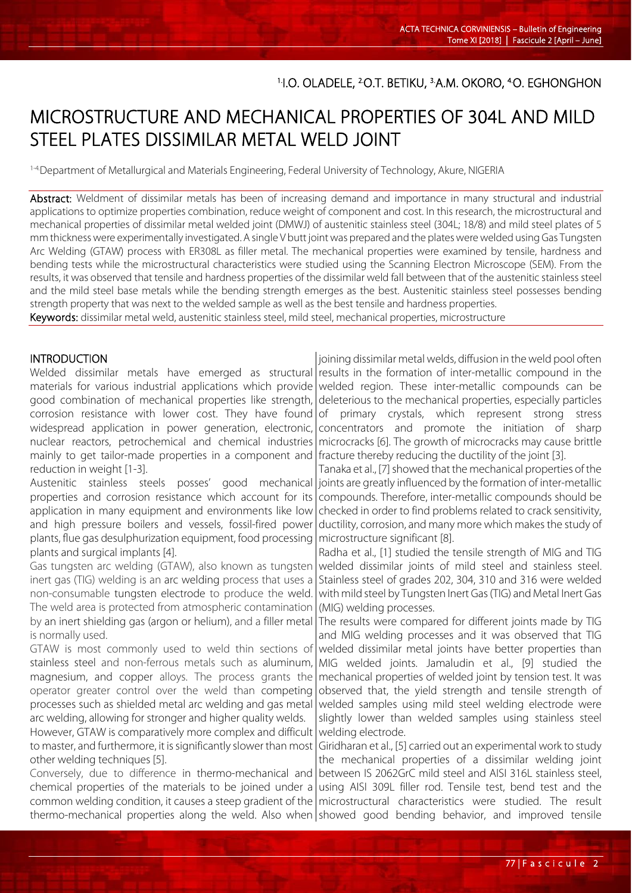[1.]I.O. OLADELE, [2.]O.T. BETIKU, [3.]A.M. OKORO, [4.]O. EGHONGHON

# MICROSTRUCTURE AND MECHANICAL PROPERTIES OF 304L AND MILD STEEL PLATES DISSIMILAR METAL WELD JOINT

[1-4.]Department of Metallurgical and Materials Engineering, Federal University of Technology, Akure, NIGERIA

**Abstract:** Weldment of dissimilar metals has been of increasing demand and importance in many structural and industrial applications to optimize properties combination, reduce weight of component and cost. In this research, the microstructural and mechanical properties of dissimilar metal welded joint (DMWJ) of austenitic stainless steel (304L; 18/8) and mild steel plates of 5 mm thickness were experimentally investigated. A single V butt joint was prepared and the plates were welded using Gas Tungsten Arc Welding (GTAW) process with ER308L as filler metal. The mechanical properties were examined by tensile, hardness and bending tests while the microstructural characteristics were studied using the Scanning Electron Microscope (SEM). From the results, it was observed that tensile and hardness properties of the dissimilar weld fall between that of the austenitic stainless steel and the mild steel base metals while the bending strength emerges as the best. Austenitic stainless steel possesses bending strength property that was next to the welded sample as well as the best tensile and hardness properties.

**Keywords:** dissimilar metal weld, austenitic stainless steel, mild steel, mechanical properties, microstructure

## INTRODUCTION

Welded dissimilar metals have emerged as structural materials for various industrial applications which provide good combination of mechanical properties like strength, corrosion resistance with lower cost. They have found widespread application in power generation, electronic, nuclear reactors, petrochemical and chemical industries mainly to get tailor-made properties in a component and reduction in weight [1-3].

Austenitic stainless steels posses' good mechanical properties and corrosion resistance which account for its application in many equipment and environments like low and high pressure boilers and vessels, fossil-fired power plants, flue gas desulphurization equipment, food processing plants and surgical implants [4].

Gas tungsten arc welding (GTAW), also known as tungsten inert gas (TIG) welding is an arc welding process that uses a non-consumable tungsten electrode to produce the weld. The weld area is protected from atmospheric contamination by an inert shielding gas (argon or helium), and a filler metal is normally used.

GTAW is most commonly used to weld thin sections of stainless steel and non-ferrous metals such as aluminum, magnesium, and copper alloys. The process grants the operator greater control over the weld than competing processes such as shielded metal arc welding and gas metal arc welding, allowing for stronger and higher quality welds. However, GTAW is comparatively more complex and difficult to master, and furthermore, it is significantly slower than most other welding techniques [5].

Conversely, due to difference in thermo-mechanical and chemical properties of the materials to be joined under a common welding condition, it causes a steep gradient of the thermo-mechanical properties along the weld. Also when joining dissimilar metal welds, diffusion in the weld pool often results in the formation of inter-metallic compound in the welded region. These inter-metallic compounds can be deleterious to the mechanical properties, especially particles of primary crystals, which represent strong stress concentrators and promote the initiation of sharp microcracks [6]. The growth of microcracks may cause brittle fracture thereby reducing the ductility of the joint [3].

Tanaka et al., [7] showed that the mechanical properties of the joints are greatly influenced by the formation of inter-metallic compounds. Therefore, inter-metallic compounds should be checked in order to find problems related to crack sensitivity, ductility, corrosion, and many more which makes the study of microstructure significant [8].

Radha et al., [1] studied the tensile strength of MIG and TIG welded dissimilar joints of mild steel and stainless steel. Stainless steel of grades 202, 304, 310 and 316 were welded with mild steel by Tungsten Inert Gas (TIG) and Metal Inert Gas (MIG) welding processes.

The results were compared for different joints made by TIG and MIG welding processes and it was observed that TIG welded dissimilar metal joints have better properties than MIG welded joints. Jamaludin et al., [9] studied the mechanical properties of welded joint by tension test. It was observed that, the yield strength and tensile strength of welded samples using mild steel welding electrode were slightly lower than welded samples using stainless steel welding electrode.

Giridharan et al., [5] carried out an experimental work to study the mechanical properties of a dissimilar welding joint between IS 2062GrC mild steel and AISI 316L stainless steel, using AISI 309L filler rod. Tensile test, bend test and the microstructural characteristics were studied. The result showed good bending behavior, and improved tensile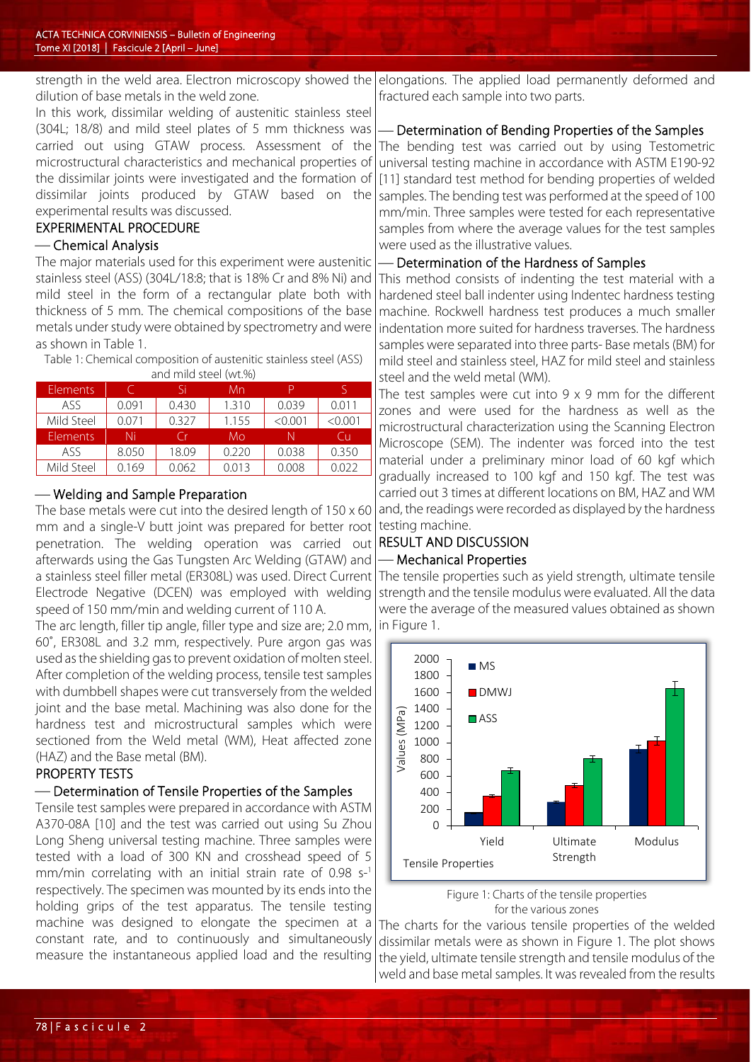strength in the weld area. Electron microscopy showed the dilution of base metals in the weld zone.

In this work, dissimilar welding of austenitic stainless steel (304L; 18/8) and mild steel plates of 5 mm thickness was carried out using GTAW process. Assessment of the microstructural characteristics and mechanical properties of the dissimilar joints were investigated and the formation of dissimilar joints produced by GTAW based on the experimental results was discussed.

## EXPERIMENTAL PROCEDURE

### — Chemical Analysis

The major materials used for this experiment were austenitic stainless steel (ASS) (304L/18:8; that is 18% Cr and 8% Ni) and mild steel in the form of a rectangular plate both with thickness of 5 mm. The chemical compositions of the base metals under study were obtained by spectrometry and were as shown in Table 1.

Table 1: Chemical composition of austenitic stainless steel (ASS) and mild steel (wt.%)

| Elements | C | Si | Mn | P | S |
|---|---|---|---|---|---|
| ASS | 0.091 | 0.430 | 1.310 | 0.039 | 0.011 |
| Mild Steel | 0.071 | 0.327 | 1.155 | <0.001 | <0.001 |
| **Elements** | **Ni** | **Cr** | **Mo** | **N** | **Cu** |
| ASS | 8.050 | 18.09 | 0.220 | 0.038 | 0.350 |
| Mild Steel | 0.169 | 0.062 | 0.013 | 0.008 | 0.022 |

### — Welding and Sample Preparation

The base metals were cut into the desired length of 150 x 60 mm and a single-V butt joint was prepared for better root penetration. The welding operation was carried out afterwards using the Gas Tungsten Arc Welding (GTAW) and a stainless steel filler metal (ER308L) was used. Direct Current Electrode Negative (DCEN) was employed with welding speed of 150 mm/min and welding current of 110 A.

The arc length, filler tip angle, filler type and size are; 2.0 mm, 60˚, ER308L and 3.2 mm, respectively. Pure argon gas was used as the shielding gas to prevent oxidation of molten steel. After completion of the welding process, tensile test samples with dumbbell shapes were cut transversely from the welded joint and the base metal. Machining was also done for the hardness test and microstructural samples which were sectioned from the Weld metal (WM), Heat affected zone (HAZ) and the Base metal (BM).

## PROPERTY TESTS

### — Determination of Tensile Properties of the Samples

Tensile test samples were prepared in accordance with ASTM A370-08A [10] and the test was carried out using Su Zhou Long Sheng universal testing machine. Three samples were tested with a load of 300 KN and crosshead speed of 5 mm/min correlating with an initial strain rate of 0.98 $s^{-1}$ respectively. The specimen was mounted by its ends into the holding grips of the test apparatus. The tensile testing machine was designed to elongate the specimen at a constant rate, and to continuously and simultaneously measure the instantaneous applied load and the resulting elongations. The applied load permanently deformed and fractured each sample into two parts.

### — Determination of Bending Properties of the Samples

The bending test was carried out by using Testometric universal testing machine in accordance with ASTM E190-92 [11] standard test method for bending properties of welded samples. The bending test was performed at the speed of 100 mm/min. Three samples were tested for each representative samples from where the average values for the test samples were used as the illustrative values.

### — Determination of the Hardness of Samples

This method consists of indenting the test material with a hardened steel ball indenter using Indentec hardness testing machine. Rockwell hardness test produces a much smaller indentation more suited for hardness traverses. The hardness samples were separated into three parts- Base metals (BM) for mild steel and stainless steel, HAZ for mild steel and stainless steel and the weld metal (WM).

The test samples were cut into 9 x 9 mm for the different zones and were used for the hardness as well as the microstructural characterization using the Scanning Electron Microscope (SEM). The indenter was forced into the test material under a preliminary minor load of 60 kgf which gradually increased to 100 kgf and 150 kgf. The test was carried out 3 times at different locations on BM, HAZ and WM and, the readings were recorded as displayed by the hardness testing machine.

## RESULT AND DISCUSSION

### — Mechanical Properties

The tensile properties such as yield strength, ultimate tensile strength and the tensile modulus were evaluated. All the data were the average of the measured values obtained as shown in Figure 1.

Figure 1: Charts of the tensile properties for the various zones

The charts for the various tensile properties of the welded dissimilar metals were as shown in Figure 1. The plot shows the yield, ultimate tensile strength and tensile modulus of the weld and base metal samples. It was revealed from the results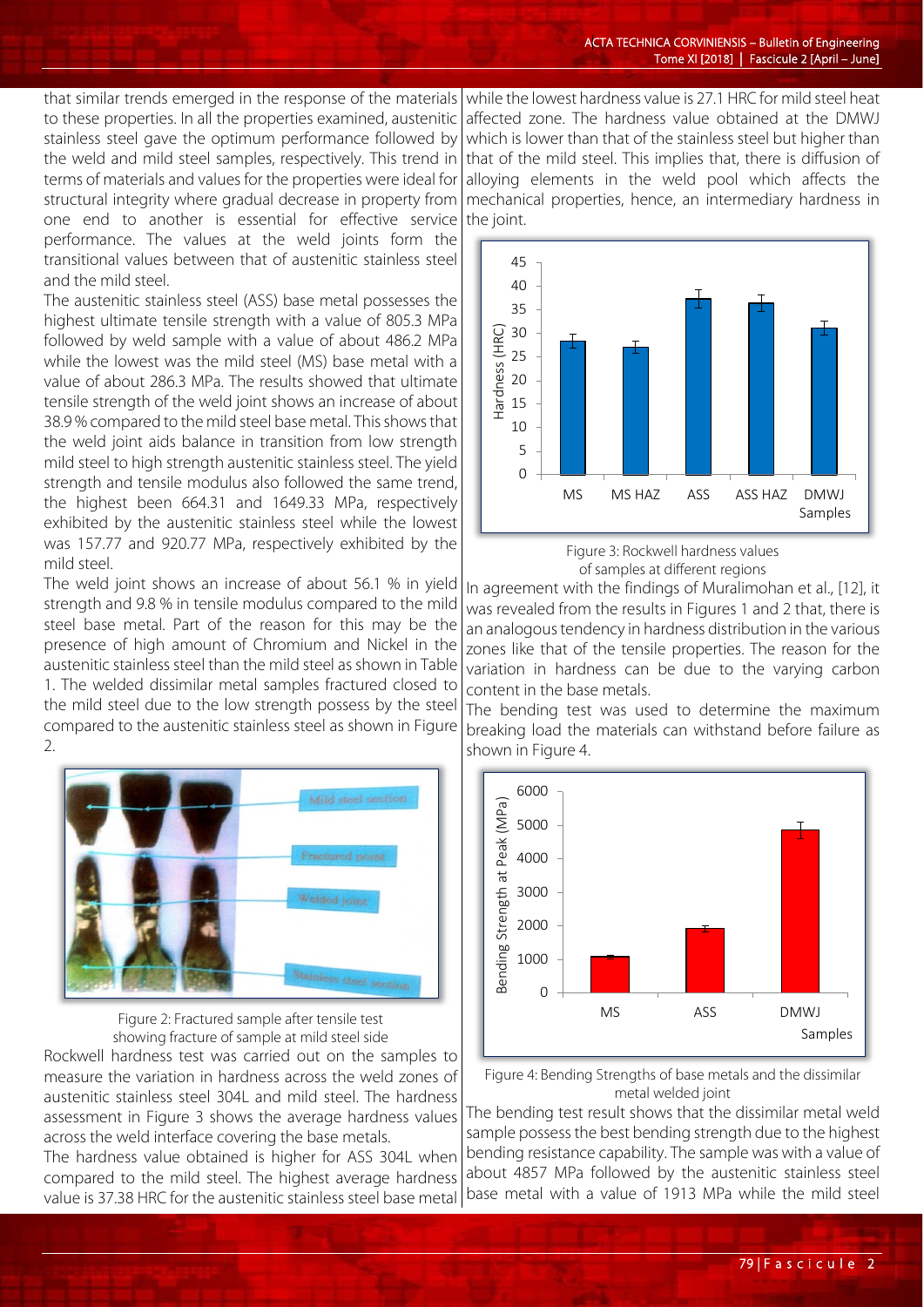that similar trends emerged in the response of the materials to these properties. In all the properties examined, austenitic stainless steel gave the optimum performance followed by the weld and mild steel samples, respectively. This trend in terms of materials and values for the properties were ideal for structural integrity where gradual decrease in property from one end to another is essential for effective service performance. The values at the weld joints form the transitional values between that of austenitic stainless steel and the mild steel.

The austenitic stainless steel (ASS) base metal possesses the highest ultimate tensile strength with a value of 805.3 MPa followed by weld sample with a value of about 486.2 MPa while the lowest was the mild steel (MS) base metal with a value of about 286.3 MPa. The results showed that ultimate tensile strength of the weld joint shows an increase of about 38.9 % compared to the mild steel base metal. This shows that the weld joint aids balance in transition from low strength mild steel to high strength austenitic stainless steel. The yield strength and tensile modulus also followed the same trend, the highest been 664.31 and 1649.33 MPa, respectively exhibited by the austenitic stainless steel while the lowest was 157.77 and 920.77 MPa, respectively exhibited by the mild steel.

The weld joint shows an increase of about 56.1 % in yield strength and 9.8 % in tensile modulus compared to the mild steel base metal. Part of the reason for this may be the presence of high amount of Chromium and Nickel in the austenitic stainless steel than the mild steel as shown in Table 1. The welded dissimilar metal samples fractured closed to the mild steel due to the low strength possess by the steel compared to the austenitic stainless steel as shown in Figure 2.

Figure 2: Fractured sample after tensile test showing fracture of sample at mild steel side

Rockwell hardness test was carried out on the samples to measure the variation in hardness across the weld zones of austenitic stainless steel 304L and mild steel. The hardness assessment in Figure 3 shows the average hardness values across the weld interface covering the base metals.

The hardness value obtained is higher for ASS 304L when compared to the mild steel. The highest average hardness value is 37.38 HRC for the austenitic stainless steel base metal while the lowest hardness value is 27.1 HRC for mild steel heat affected zone. The hardness value obtained at the DMWJ which is lower than that of the stainless steel but higher than that of the mild steel. This implies that, there is diffusion of alloying elements in the weld pool which affects the mechanical properties, hence, an intermediary hardness in the joint.

Figure 3: Rockwell hardness values of samples at different regions

In agreement with the findings of Muralimohan et al., [12], it was revealed from the results in Figures 1 and 2 that, there is an analogous tendency in hardness distribution in the various zones like that of the tensile properties. The reason for the variation in hardness can be due to the varying carbon content in the base metals.

The bending test was used to determine the maximum breaking load the materials can withstand before failure as shown in Figure 4.

Figure 4: Bending Strengths of base metals and the dissimilar metal welded joint

The bending test result shows that the dissimilar metal weld sample possess the best bending strength due to the highest bending resistance capability. The sample was with a value of about 4857 MPa followed by the austenitic stainless steel base metal with a value of 1913 MPa while the mild steel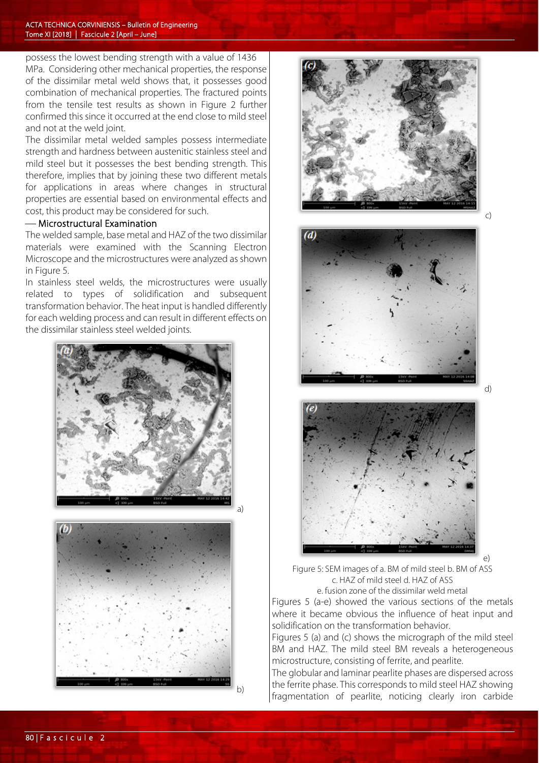possess the lowest bending strength with a value of 1436 MPa. Considering other mechanical properties, the response of the dissimilar metal weld shows that, it possesses good combination of mechanical properties. The fractured points from the tensile test results as shown in Figure 2 further confirmed this since it occurred at the end close to mild steel and not at the weld joint.

The dissimilar metal welded samples possess intermediate strength and hardness between austenitic stainless steel and mild steel but it possesses the best bending strength. This therefore, implies that by joining these two different metals for applications in areas where changes in structural properties are essential based on environmental effects and cost, this product may be considered for such.

### — Microstructural Examination

The welded sample, base metal and HAZ of the two dissimilar materials were examined with the Scanning Electron Microscope and the microstructures were analyzed as shown in Figure 5.

In stainless steel welds, the microstructures were usually related to types of solidification and subsequent transformation behavior. The heat input is handled differently for each welding process and can result in different effects on the dissimilar stainless steel welded joints.

a)

b)

c)

d)

e)

Figure 5: SEM images of a. BM of mild steel b. BM of ASS c. HAZ of mild steel d. HAZ of ASS e. fusion zone of the dissimilar weld metal

Figures 5 (a-e) showed the various sections of the metals where it became obvious the influence of heat input and solidification on the transformation behavior.

Figures 5 (a) and (c) shows the micrograph of the mild steel BM and HAZ. The mild steel BM reveals a heterogeneous microstructure, consisting of ferrite, and pearlite.

The globular and laminar pearlite phases are dispersed across the ferrite phase. This corresponds to mild steel HAZ showing fragmentation of pearlite, noticing clearly iron carbide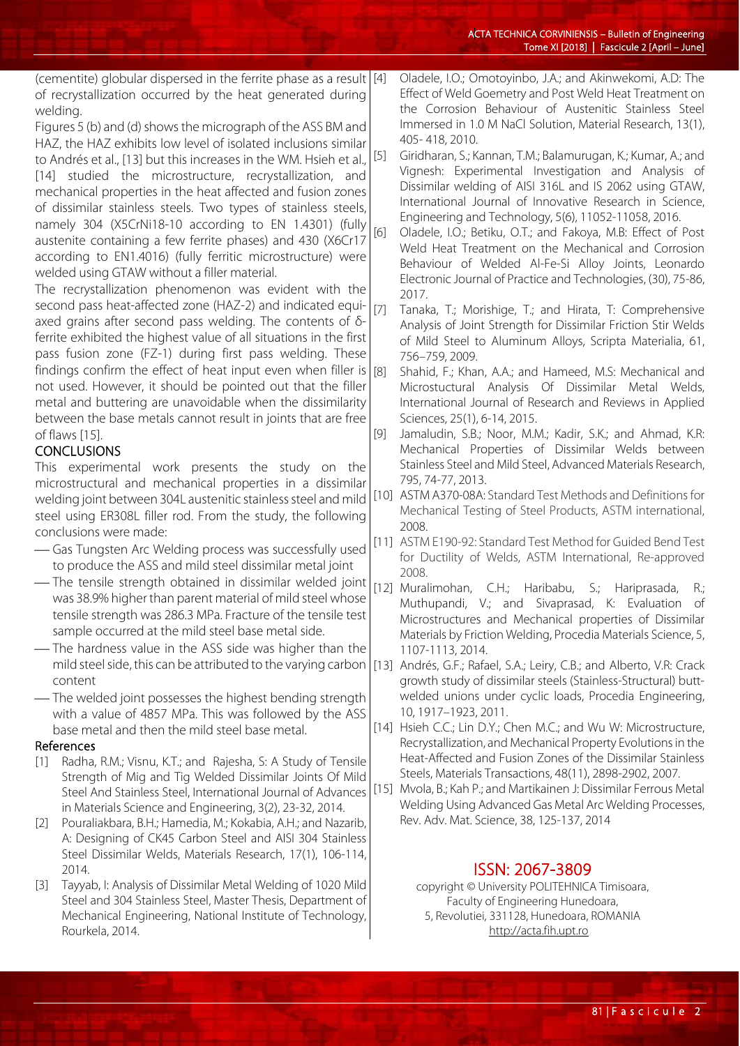(cementite) globular dispersed in the ferrite phase as a result of recrystallization occurred by the heat generated during welding.

Figures 5 (b) and (d) shows the micrograph of the ASS BM and HAZ, the HAZ exhibits low level of isolated inclusions similar to Andrés et al., [13] but this increases in the WM. Hsieh et al., [14] studied the microstructure, recrystallization, and mechanical properties in the heat affected and fusion zones of dissimilar stainless steels. Two types of stainless steels, namely 304 (X5CrNi18-10 according to EN 1.4301) (fully austenite containing a few ferrite phases) and 430 (X6Cr17 according to EN1.4016) (fully ferritic microstructure) were welded using GTAW without a filler material.

The recrystallization phenomenon was evident with the second pass heat-affected zone (HAZ-2) and indicated equi-axed grains after second pass welding. The contents of δ-ferrite exhibited the highest value of all situations in the first pass fusion zone (FZ-1) during first pass welding. These findings confirm the effect of heat input even when filler is not used. However, it should be pointed out that the filler metal and buttering are unavoidable when the dissimilarity between the base metals cannot result in joints that are free of flaws [15].

## CONCLUSIONS

This experimental work presents the study on the microstructural and mechanical properties in a dissimilar welding joint between 304L austenitic stainless steel and mild steel using ER308L filler rod. From the study, the following conclusions were made:

- Gas Tungsten Arc Welding process was successfully used to produce the ASS and mild steel dissimilar metal joint
- The tensile strength obtained in dissimilar welded joint was 38.9% higher than parent material of mild steel whose tensile strength was 286.3 MPa. Fracture of the tensile test sample occurred at the mild steel base metal side.
- The hardness value in the ASS side was higher than the mild steel side, this can be attributed to the varying carbon content
- The welded joint possesses the highest bending strength with a value of 4857 MPa. This was followed by the ASS base metal and then the mild steel base metal.

### References

[1] Radha, R.M.; Visnu, K.T.; and Rajesha, S: A Study of Tensile Strength of Mig and Tig Welded Dissimilar Joints Of Mild Steel And Stainless Steel, International Journal of Advances in Materials Science and Engineering, 3(2), 23-32, 2014.

[2] Pouraliakbara, B.H.; Hamedia, M.; Kokabia, A.H.; and Nazarib, A: Designing of CK45 Carbon Steel and AISI 304 Stainless Steel Dissimilar Welds, Materials Research, 17(1), 106-114, 2014.

[3] Tayyab, I: Analysis of Dissimilar Metal Welding of 1020 Mild Steel and 304 Stainless Steel, Master Thesis, Department of Mechanical Engineering, National Institute of Technology, Rourkela, 2014.

[4] Oladele, I.O.; Omotoyinbo, J.A.; and Akinwekomi, A.D: The Effect of Weld Goemetry and Post Weld Heat Treatment on the Corrosion Behaviour of Austenitic Stainless Steel Immersed in 1.0 M NaCl Solution, Material Research, 13(1), 405- 418, 2010.

[5] Giridharan, S.; Kannan, T.M.; Balamurugan, K.; Kumar, A.; and Vignesh: Experimental Investigation and Analysis of Dissimilar welding of AISI 316L and IS 2062 using GTAW, International Journal of Innovative Research in Science, Engineering and Technology, 5(6), 11052-11058, 2016.

[6] Oladele, I.O.; Betiku, O.T.; and Fakoya, M.B: Effect of Post Weld Heat Treatment on the Mechanical and Corrosion Behaviour of Welded Al-Fe-Si Alloy Joints, Leonardo Electronic Journal of Practice and Technologies, (30), 75-86, 2017.

[7] Tanaka, T.; Morishige, T.; and Hirata, T: Comprehensive Analysis of Joint Strength for Dissimilar Friction Stir Welds of Mild Steel to Aluminum Alloys, Scripta Materialia, 61, 756–759, 2009.

[8] Shahid, F.; Khan, A.A.; and Hameed, M.S: Mechanical and Microstuctural Analysis Of Dissimilar Metal Welds, International Journal of Research and Reviews in Applied Sciences, 25(1), 6-14, 2015.

[9] Jamaludin, S.B.; Noor, M.M.; Kadir, S.K.; and Ahmad, K.R: Mechanical Properties of Dissimilar Welds between Stainless Steel and Mild Steel, Advanced Materials Research, 795, 74-77, 2013.

[10] ASTM A370-08A: Standard Test Methods and Definitions for Mechanical Testing of Steel Products, ASTM international, 2008.

[11] ASTM E190-92: Standard Test Method for Guided Bend Test for Ductility of Welds, ASTM International, Re-approved 2008.

[12] Muralimohan, C.H.; Haribabu, S.; Hariprasada, R.; Muthupandi, V.; and Sivaprasad, K: Evaluation of Microstructures and Mechanical properties of Dissimilar Materials by Friction Welding, Procedia Materials Science, 5, 1107-1113, 2014.

[13] Andrés, G.F.; Rafael, S.A.; Leiry, C.B.; and Alberto, V.R: Crack growth study of dissimilar steels (Stainless-Structural) butt-welded unions under cyclic loads, Procedia Engineering, 10, 1917–1923, 2011.

[14] Hsieh C.C.; Lin D.Y.; Chen M.C.; and Wu W: Microstructure, Recrystallization, and Mechanical Property Evolutions in the Heat-Affected and Fusion Zones of the Dissimilar Stainless Steels, Materials Transactions, 48(11), 2898-2902, 2007.

[15] Mvola, B.; Kah P.; and Martikainen J: Dissimilar Ferrous Metal Welding Using Advanced Gas Metal Arc Welding Processes, Rev. Adv. Mat. Science, 38, 125-137, 2014

ISSN: 2067-3809

copyright © University POLITEHNICA Timisoara, Faculty of Engineering Hunedoara, 5, Revolutiei, 331128, Hunedoara, ROMANIA
http://acta.fih.upt.ro